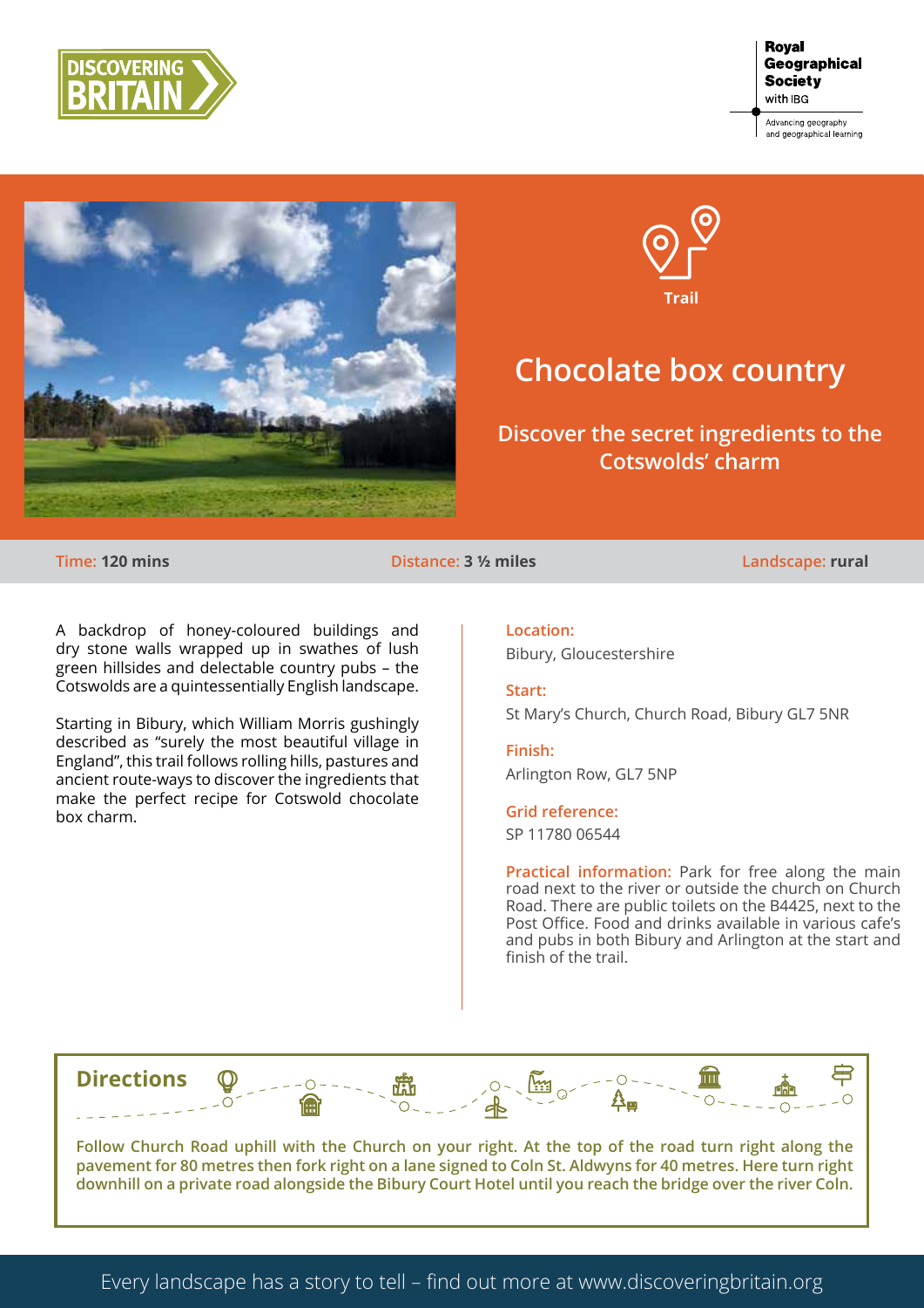DISCOVERING BRITAIN

Royal Geographical Society with IBG

Advancing geography and geographical learning

Trail

# Chocolate box country

## Discover the secret ingredients to the Cotswolds' charm

**Time:** 120 mins **Distance:** 3 ½ miles **Landscape:** rural

A backdrop of honey-coloured buildings and dry stone walls wrapped up in swathes of lush green hillsides and delectable country pubs – the Cotswolds are a quintessentially English landscape.

Starting in Bibury, which William Morris gushingly described as "surely the most beautiful village in England", this trail follows rolling hills, pastures and ancient route-ways to discover the ingredients that make the perfect recipe for Cotswold chocolate box charm.

**Location:**
Bibury, Gloucestershire

**Start:**
St Mary's Church, Church Road, Bibury GL7 5NR

**Finish:**
Arlington Row, GL7 5NP

**Grid reference:**
SP 11780 06544

**Practical information:** Park for free along the main road next to the river or outside the church on Church Road. There are public toilets on the B4425, next to the Post Office. Food and drinks available in various cafe's and pubs in both Bibury and Arlington at the start and finish of the trail.

## Directions

**Follow Church Road uphill with the Church on your right. At the top of the road turn right along the pavement for 80 metres then fork right on a lane signed to Coln St. Aldwyns for 40 metres. Here turn right downhill on a private road alongside the Bibury Court Hotel until you reach the bridge over the river Coln.**

Every landscape has a story to tell – find out more at www.discoveringbritain.org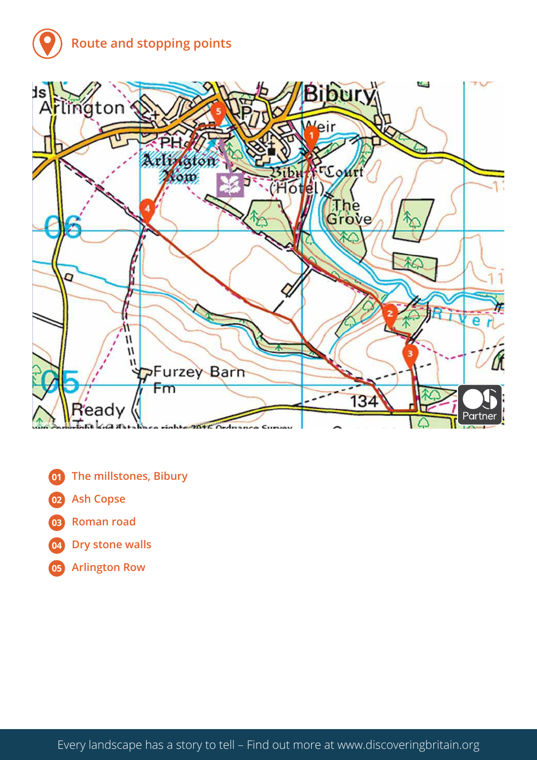## Route and stopping points

01 The millstones, Bibury

02 Ash Copse

03 Roman road

04 Dry stone walls

05 Arlington Row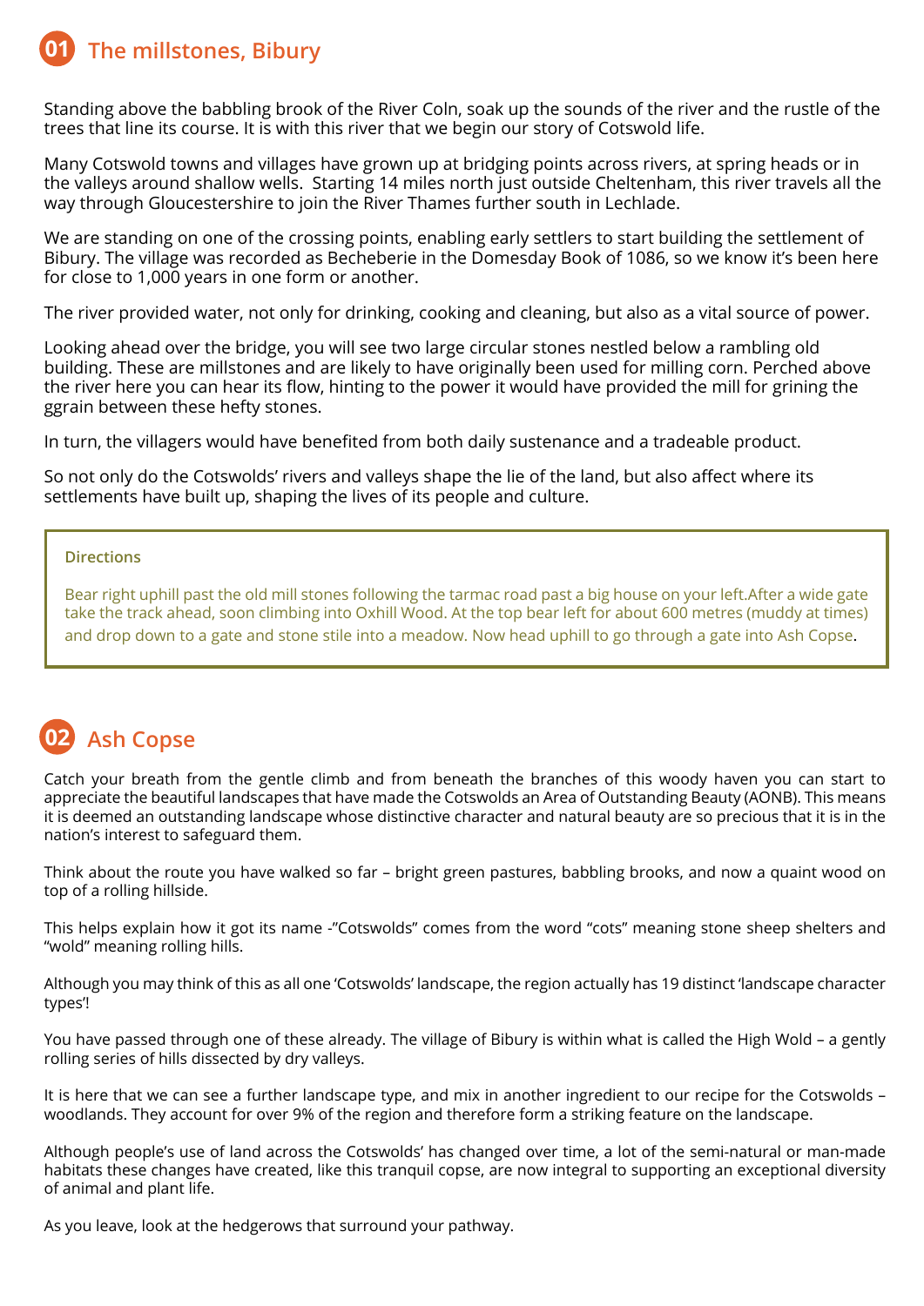## 01 The millstones, Bibury

Standing above the babbling brook of the River Coln, soak up the sounds of the river and the rustle of the trees that line its course. It is with this river that we begin our story of Cotswold life.

Many Cotswold towns and villages have grown up at bridging points across rivers, at spring heads or in the valleys around shallow wells. Starting 14 miles north just outside Cheltenham, this river travels all the way through Gloucestershire to join the River Thames further south in Lechlade.

We are standing on one of the crossing points, enabling early settlers to start building the settlement of Bibury. The village was recorded as Becheberie in the Domesday Book of 1086, so we know it's been here for close to 1,000 years in one form or another.

The river provided water, not only for drinking, cooking and cleaning, but also as a vital source of power.

Looking ahead over the bridge, you will see two large circular stones nestled below a rambling old building. These are millstones and are likely to have originally been used for milling corn. Perched above the river here you can hear its flow, hinting to the power it would have provided the mill for grining the ggrain between these hefty stones.

In turn, the villagers would have benefited from both daily sustenance and a tradeable product.

So not only do the Cotswolds' rivers and valleys shape the lie of the land, but also affect where its settlements have built up, shaping the lives of its people and culture.

**Directions**

Bear right uphill past the old mill stones following the tarmac road past a big house on your left.After a wide gate take the track ahead, soon climbing into Oxhill Wood. At the top bear left for about 600 metres (muddy at times) and drop down to a gate and stone stile into a meadow. Now head uphill to go through a gate into Ash Copse.

## 02 Ash Copse

Catch your breath from the gentle climb and from beneath the branches of this woody haven you can start to appreciate the beautiful landscapes that have made the Cotswolds an Area of Outstanding Beauty (AONB). This means it is deemed an outstanding landscape whose distinctive character and natural beauty are so precious that it is in the nation's interest to safeguard them.

Think about the route you have walked so far – bright green pastures, babbling brooks, and now a quaint wood on top of a rolling hillside.

This helps explain how it got its name -"Cotswolds" comes from the word "cots" meaning stone sheep shelters and "wold" meaning rolling hills.

Although you may think of this as all one 'Cotswolds' landscape, the region actually has 19 distinct 'landscape character types'!

You have passed through one of these already. The village of Bibury is within what is called the High Wold – a gently rolling series of hills dissected by dry valleys.

It is here that we can see a further landscape type, and mix in another ingredient to our recipe for the Cotswolds – woodlands. They account for over 9% of the region and therefore form a striking feature on the landscape.

Although people's use of land across the Cotswolds' has changed over time, a lot of the semi-natural or man-made habitats these changes have created, like this tranquil copse, are now integral to supporting an exceptional diversity of animal and plant life.

As you leave, look at the hedgerows that surround your pathway.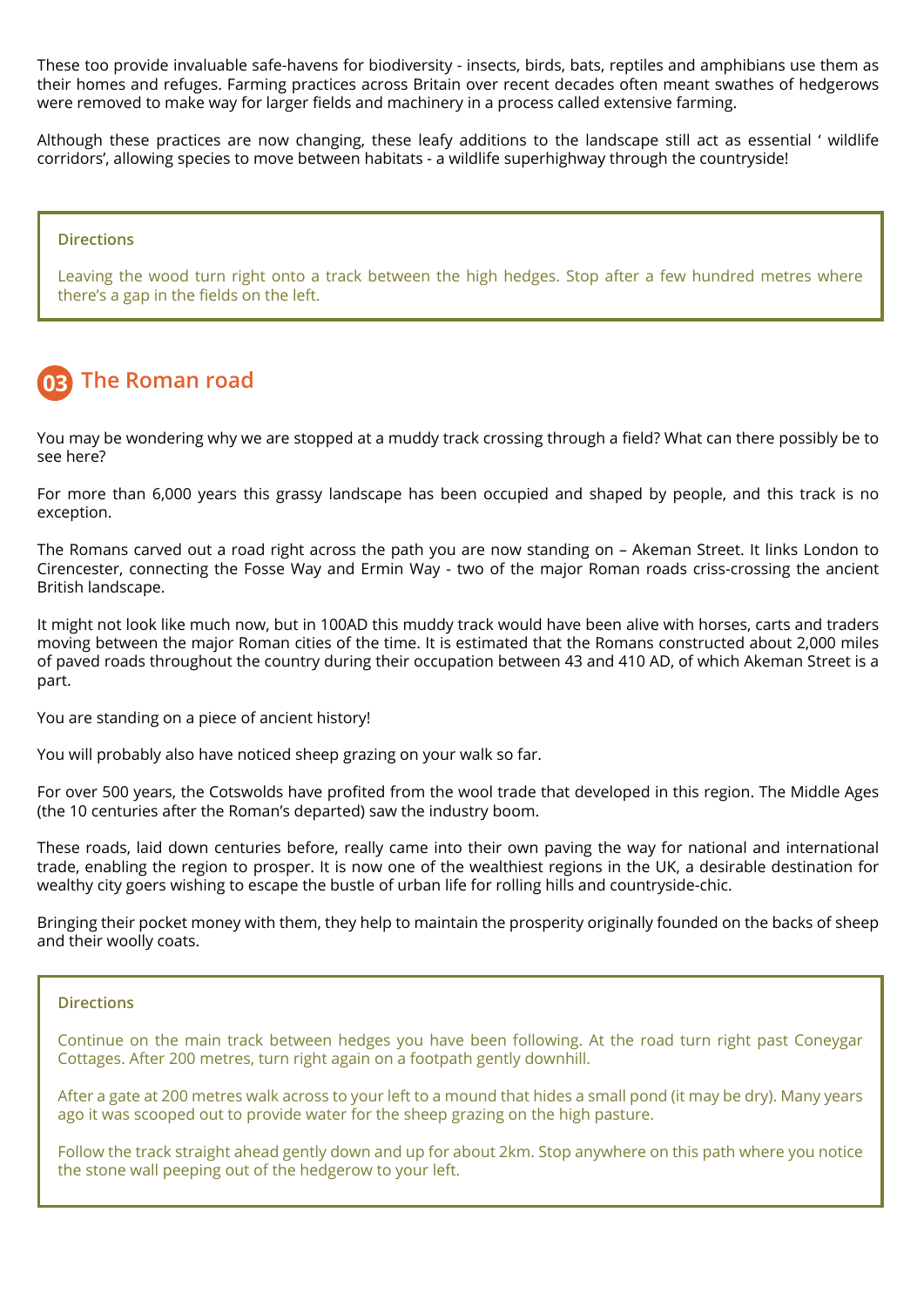These too provide invaluable safe-havens for biodiversity - insects, birds, bats, reptiles and amphibians use them as their homes and refuges. Farming practices across Britain over recent decades often meant swathes of hedgerows were removed to make way for larger fields and machinery in a process called extensive farming.

Although these practices are now changing, these leafy additions to the landscape still act as essential ‘ wildlife corridors’, allowing species to move between habitats - a wildlife superhighway through the countryside!

> **Directions**
>
> Leaving the wood turn right onto a track between the high hedges. Stop after a few hundred metres where there’s a gap in the fields on the left.

## 03 The Roman road

You may be wondering why we are stopped at a muddy track crossing through a field? What can there possibly be to see here?

For more than 6,000 years this grassy landscape has been occupied and shaped by people, and this track is no exception.

The Romans carved out a road right across the path you are now standing on – Akeman Street. It links London to Cirencester, connecting the Fosse Way and Ermin Way - two of the major Roman roads criss-crossing the ancient British landscape.

It might not look like much now, but in 100AD this muddy track would have been alive with horses, carts and traders moving between the major Roman cities of the time. It is estimated that the Romans constructed about 2,000 miles of paved roads throughout the country during their occupation between 43 and 410 AD, of which Akeman Street is a part.

You are standing on a piece of ancient history!

You will probably also have noticed sheep grazing on your walk so far.

For over 500 years, the Cotswolds have profited from the wool trade that developed in this region. The Middle Ages (the 10 centuries after the Roman’s departed) saw the industry boom.

These roads, laid down centuries before, really came into their own paving the way for national and international trade, enabling the region to prosper. It is now one of the wealthiest regions in the UK, a desirable destination for wealthy city goers wishing to escape the bustle of urban life for rolling hills and countryside-chic.

Bringing their pocket money with them, they help to maintain the prosperity originally founded on the backs of sheep and their woolly coats.

> **Directions**
>
> Continue on the main track between hedges you have been following. At the road turn right past Coneygar Cottages. After 200 metres, turn right again on a footpath gently downhill.
>
> After a gate at 200 metres walk across to your left to a mound that hides a small pond (it may be dry). Many years ago it was scooped out to provide water for the sheep grazing on the high pasture.
>
> Follow the track straight ahead gently down and up for about 2km. Stop anywhere on this path where you notice the stone wall peeping out of the hedgerow to your left.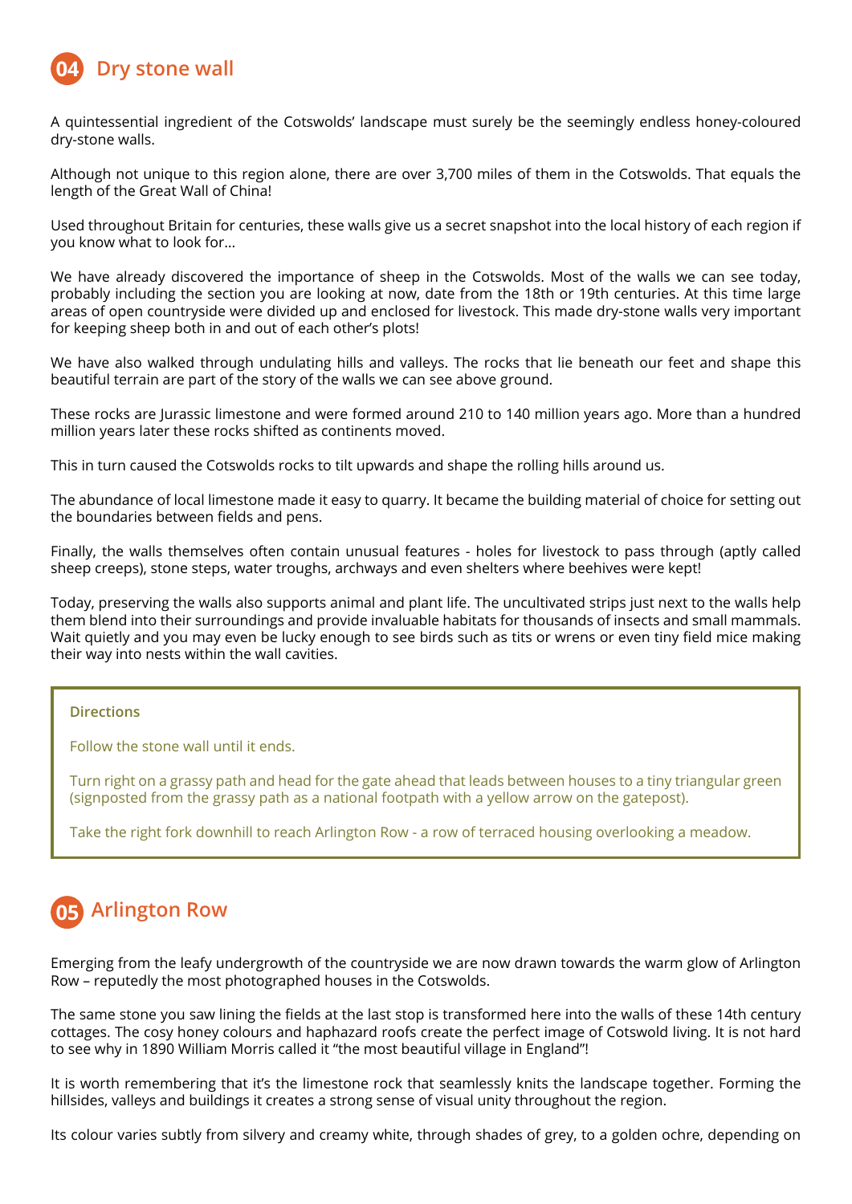## 04 Dry stone wall

A quintessential ingredient of the Cotswolds' landscape must surely be the seemingly endless honey-coloured dry-stone walls.

Although not unique to this region alone, there are over 3,700 miles of them in the Cotswolds. That equals the length of the Great Wall of China!

Used throughout Britain for centuries, these walls give us a secret snapshot into the local history of each region if you know what to look for...

We have already discovered the importance of sheep in the Cotswolds. Most of the walls we can see today, probably including the section you are looking at now, date from the 18th or 19th centuries. At this time large areas of open countryside were divided up and enclosed for livestock. This made dry-stone walls very important for keeping sheep both in and out of each other's plots!

We have also walked through undulating hills and valleys. The rocks that lie beneath our feet and shape this beautiful terrain are part of the story of the walls we can see above ground.

These rocks are Jurassic limestone and were formed around 210 to 140 million years ago. More than a hundred million years later these rocks shifted as continents moved.

This in turn caused the Cotswolds rocks to tilt upwards and shape the rolling hills around us.

The abundance of local limestone made it easy to quarry. It became the building material of choice for setting out the boundaries between fields and pens.

Finally, the walls themselves often contain unusual features - holes for livestock to pass through (aptly called sheep creeps), stone steps, water troughs, archways and even shelters where beehives were kept!

Today, preserving the walls also supports animal and plant life. The uncultivated strips just next to the walls help them blend into their surroundings and provide invaluable habitats for thousands of insects and small mammals. Wait quietly and you may even be lucky enough to see birds such as tits or wrens or even tiny field mice making their way into nests within the wall cavities.

**Directions**

Follow the stone wall until it ends.

Turn right on a grassy path and head for the gate ahead that leads between houses to a tiny triangular green (signposted from the grassy path as a national footpath with a yellow arrow on the gatepost).

Take the right fork downhill to reach Arlington Row - a row of terraced housing overlooking a meadow.

## 05 Arlington Row

Emerging from the leafy undergrowth of the countryside we are now drawn towards the warm glow of Arlington Row – reputedly the most photographed houses in the Cotswolds.

The same stone you saw lining the fields at the last stop is transformed here into the walls of these 14th century cottages. The cosy honey colours and haphazard roofs create the perfect image of Cotswold living. It is not hard to see why in 1890 William Morris called it "the most beautiful village in England"!

It is worth remembering that it's the limestone rock that seamlessly knits the landscape together. Forming the hillsides, valleys and buildings it creates a strong sense of visual unity throughout the region.

Its colour varies subtly from silvery and creamy white, through shades of grey, to a golden ochre, depending on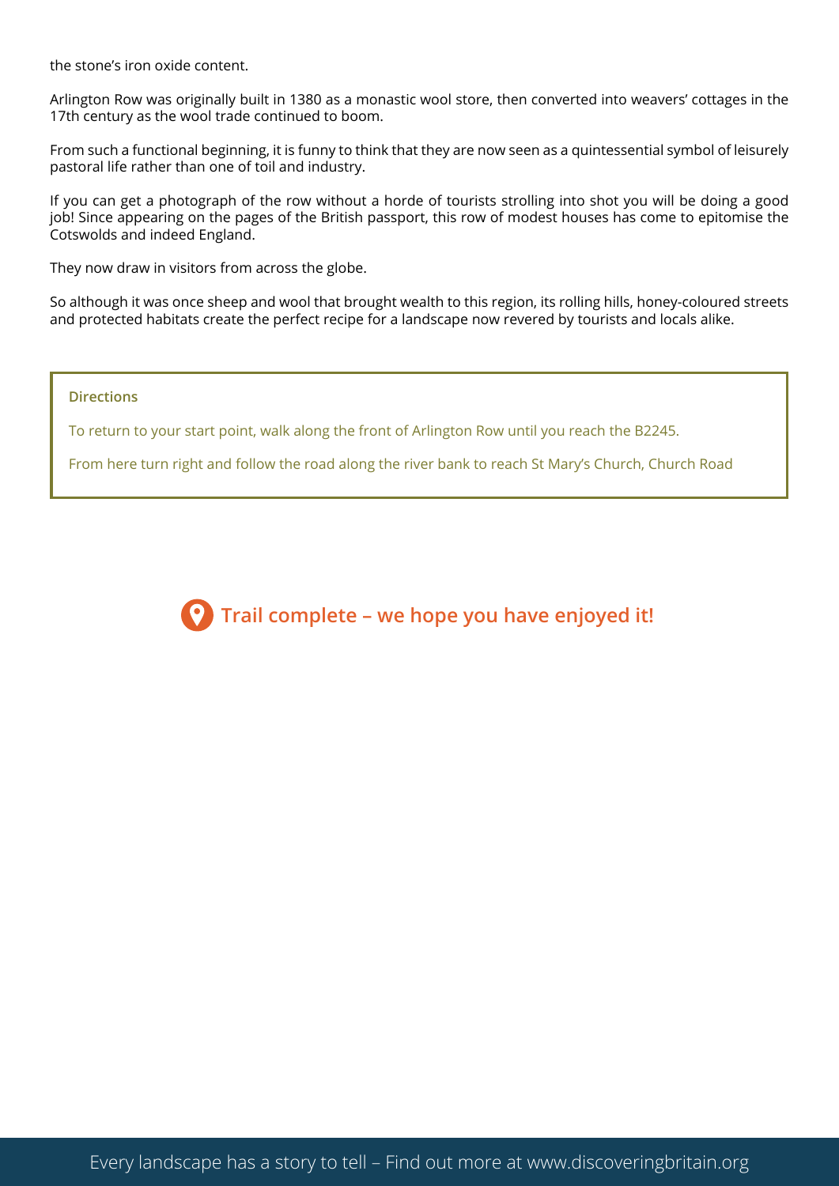the stone's iron oxide content.

Arlington Row was originally built in 1380 as a monastic wool store, then converted into weavers' cottages in the 17th century as the wool trade continued to boom.

From such a functional beginning, it is funny to think that they are now seen as a quintessential symbol of leisurely pastoral life rather than one of toil and industry.

If you can get a photograph of the row without a horde of tourists strolling into shot you will be doing a good job! Since appearing on the pages of the British passport, this row of modest houses has come to epitomise the Cotswolds and indeed England.

They now draw in visitors from across the globe.

So although it was once sheep and wool that brought wealth to this region, its rolling hills, honey-coloured streets and protected habitats create the perfect recipe for a landscape now revered by tourists and locals alike.

**Directions**

To return to your start point, walk along the front of Arlington Row until you reach the B2245.

From here turn right and follow the road along the river bank to reach St Mary's Church, Church Road

**Trail complete – we hope you have enjoyed it!**

Every landscape has a story to tell – Find out more at www.discoveringbritain.org